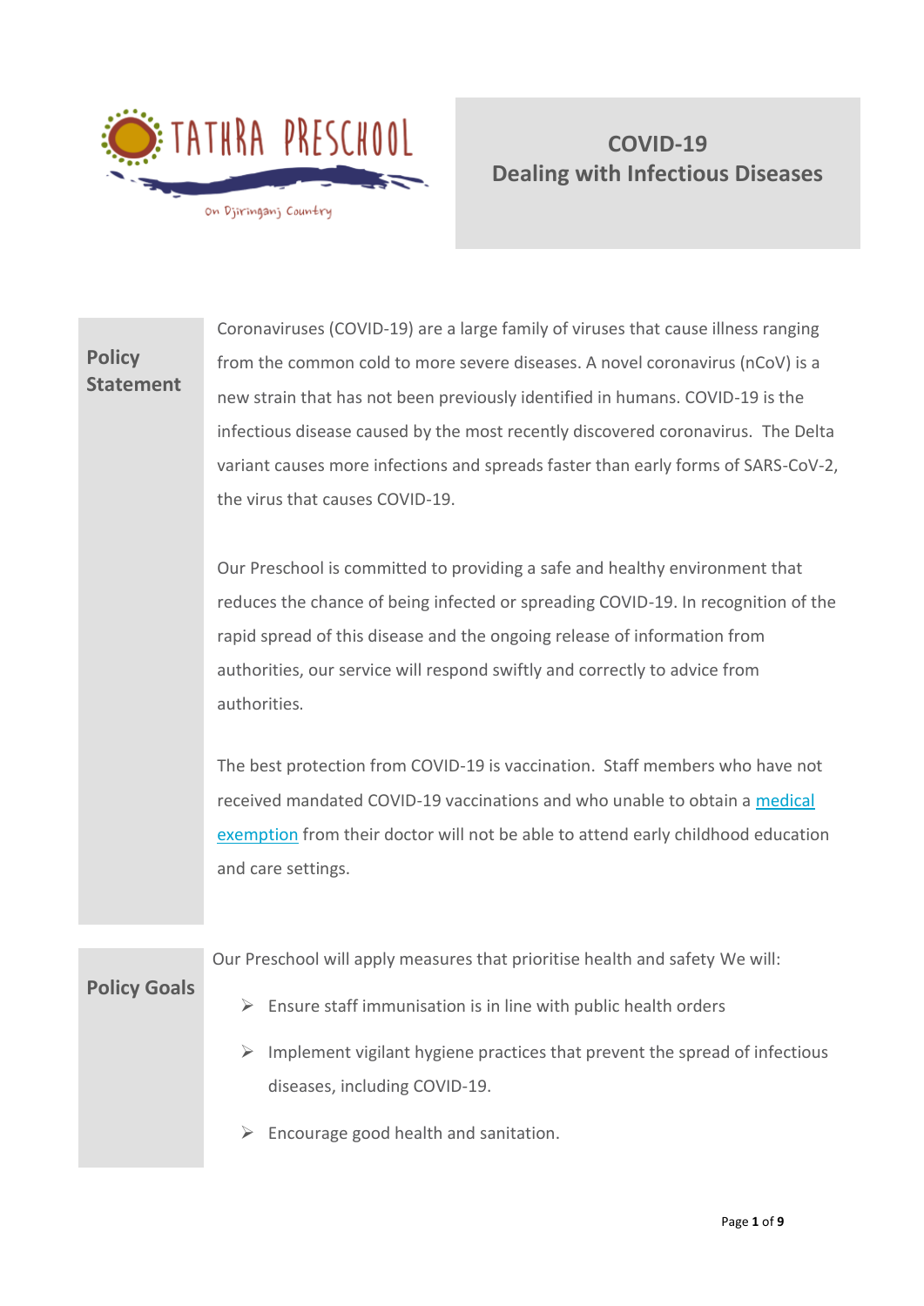TATHRA PRESCHOOL

On Djiringanj Country

# COVID-19 Dealing with Infectious Diseases

## Policy Statement

Coronaviruses (COVID-19) are a large family of viruses that cause illness ranging from the common cold to more severe diseases. A novel coronavirus (nCoV) is a new strain that has not been previously identified in humans. COVID-19 is the infectious disease caused by the most recently discovered coronavirus. The Delta variant causes more infections and spreads faster than early forms of SARS-CoV-2, the virus that causes COVID-19.

Our Preschool is committed to providing a safe and healthy environment that reduces the chance of being infected or spreading COVID-19. In recognition of the rapid spread of this disease and the ongoing release of information from authorities, our service will respond swiftly and correctly to advice from authorities.

The best protection from COVID-19 is vaccination. Staff members who have not received mandated COVID-19 vaccinations and who unable to obtain a medical exemption from their doctor will not be able to attend early childhood education and care settings.

## Policy Goals

Our Preschool will apply measures that prioritise health and safety We will:

- Ensure staff immunisation is in line with public health orders
- Implement vigilant hygiene practices that prevent the spread of infectious diseases, including COVID-19.
- Encourage good health and sanitation.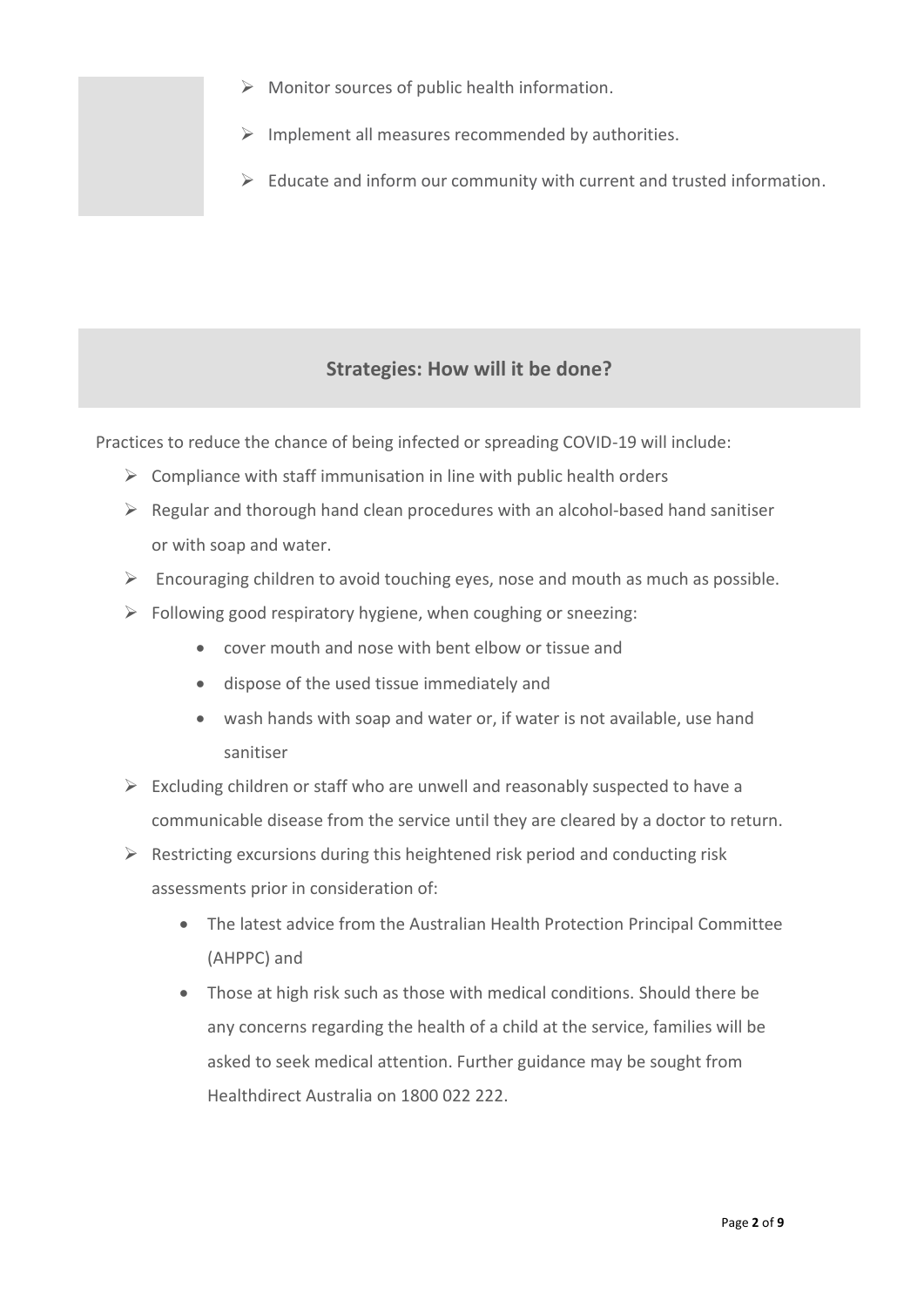- Monitor sources of public health information.
- Implement all measures recommended by authorities.
- Educate and inform our community with current and trusted information.

## Strategies: How will it be done?

Practices to reduce the chance of being infected or spreading COVID-19 will include:

- Compliance with staff immunisation in line with public health orders
- Regular and thorough hand clean procedures with an alcohol-based hand sanitiser or with soap and water.
- Encouraging children to avoid touching eyes, nose and mouth as much as possible.
- Following good respiratory hygiene, when coughing or sneezing:
  - cover mouth and nose with bent elbow or tissue and
  - dispose of the used tissue immediately and
  - wash hands with soap and water or, if water is not available, use hand sanitiser
- Excluding children or staff who are unwell and reasonably suspected to have a communicable disease from the service until they are cleared by a doctor to return.
- Restricting excursions during this heightened risk period and conducting risk assessments prior in consideration of:
  - The latest advice from the Australian Health Protection Principal Committee (AHPPC) and
  - Those at high risk such as those with medical conditions. Should there be any concerns regarding the health of a child at the service, families will be asked to seek medical attention. Further guidance may be sought from Healthdirect Australia on 1800 022 222.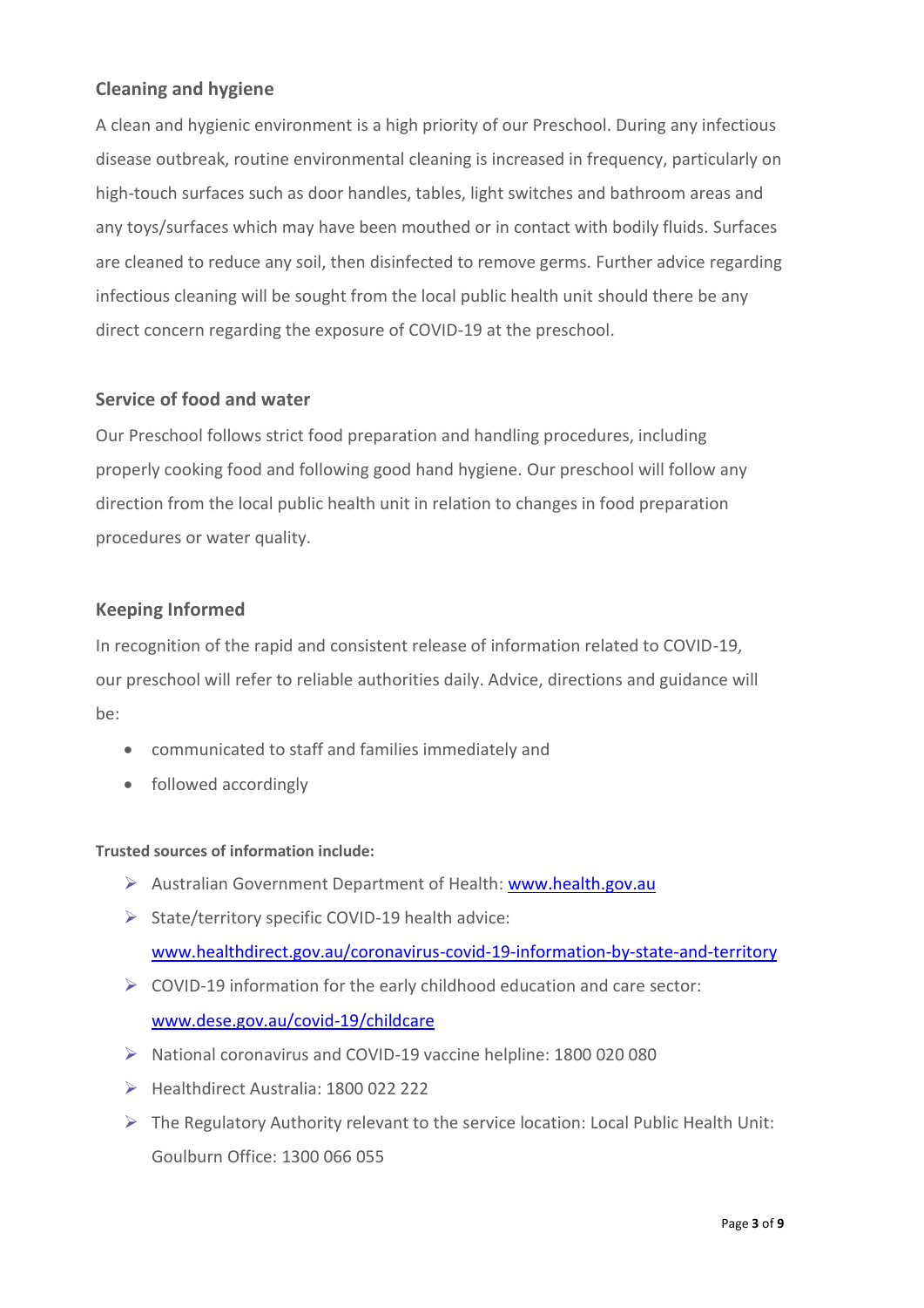## Cleaning and hygiene

A clean and hygienic environment is a high priority of our Preschool. During any infectious disease outbreak, routine environmental cleaning is increased in frequency, particularly on high-touch surfaces such as door handles, tables, light switches and bathroom areas and any toys/surfaces which may have been mouthed or in contact with bodily fluids. Surfaces are cleaned to reduce any soil, then disinfected to remove germs. Further advice regarding infectious cleaning will be sought from the local public health unit should there be any direct concern regarding the exposure of COVID-19 at the preschool.

## Service of food and water

Our Preschool follows strict food preparation and handling procedures, including properly cooking food and following good hand hygiene. Our preschool will follow any direction from the local public health unit in relation to changes in food preparation procedures or water quality.

## Keeping Informed

In recognition of the rapid and consistent release of information related to COVID-19, our preschool will refer to reliable authorities daily. Advice, directions and guidance will be:

- communicated to staff and families immediately and
- followed accordingly

**Trusted sources of information include:**

- Australian Government Department of Health: www.health.gov.au
- State/territory specific COVID-19 health advice: www.healthdirect.gov.au/coronavirus-covid-19-information-by-state-and-territory
- COVID-19 information for the early childhood education and care sector: www.dese.gov.au/covid-19/childcare
- National coronavirus and COVID-19 vaccine helpline: 1800 020 080
- Healthdirect Australia: 1800 022 222
- The Regulatory Authority relevant to the service location: Local Public Health Unit: Goulburn Office: 1300 066 055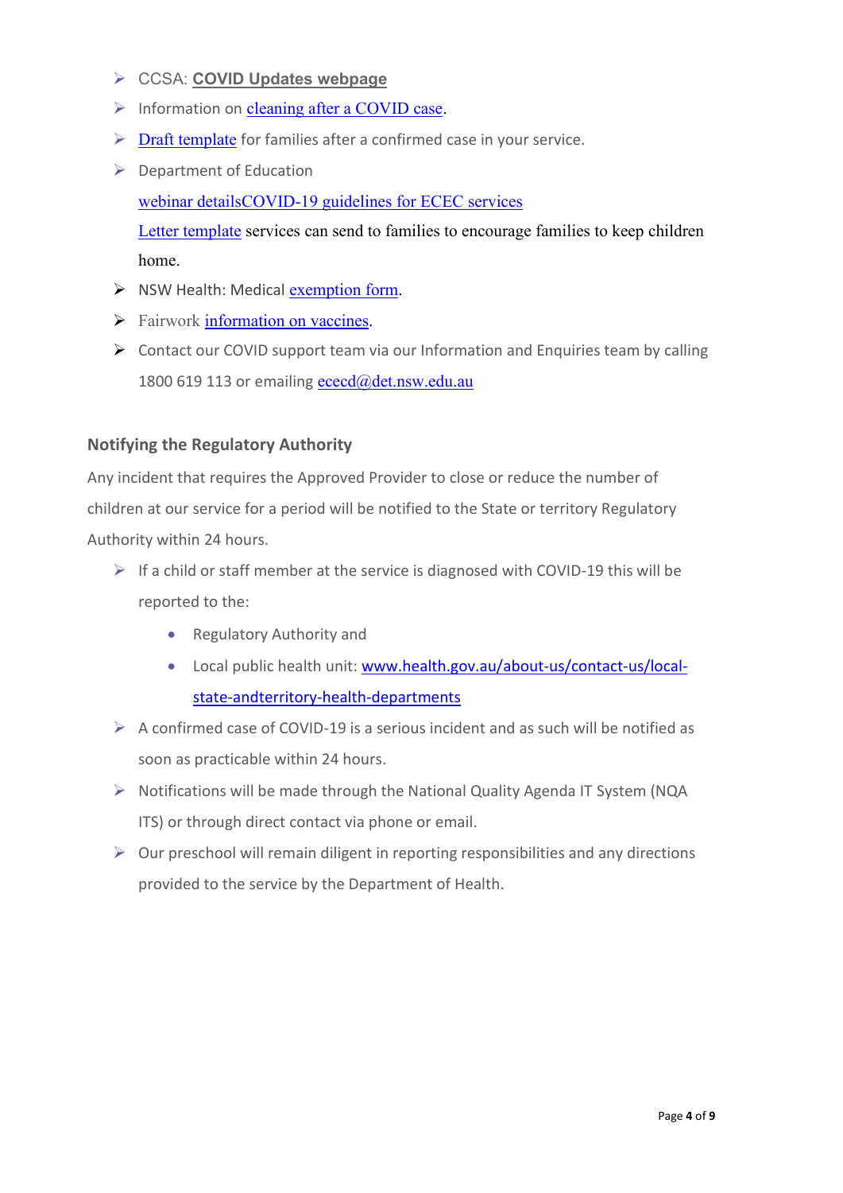- CCSA: **COVID Updates webpage**
- Information on cleaning after a COVID case.
- Draft template for families after a confirmed case in your service.
- Department of Education

  webinar detailsCOVID-19 guidelines for ECEC services

  Letter template services can send to families to encourage families to keep children home.
- NSW Health: Medical exemption form.
- Fairwork information on vaccines.
- Contact our COVID support team via our Information and Enquiries team by calling 1800 619 113 or emailing ececd@det.nsw.edu.au

### Notifying the Regulatory Authority

Any incident that requires the Approved Provider to close or reduce the number of children at our service for a period will be notified to the State or territory Regulatory Authority within 24 hours.

- If a child or staff member at the service is diagnosed with COVID-19 this will be reported to the:
  - Regulatory Authority and
  - Local public health unit: www.health.gov.au/about-us/contact-us/local-state-andterritory-health-departments
- A confirmed case of COVID-19 is a serious incident and as such will be notified as soon as practicable within 24 hours.
- Notifications will be made through the National Quality Agenda IT System (NQA ITS) or through direct contact via phone or email.
- Our preschool will remain diligent in reporting responsibilities and any directions provided to the service by the Department of Health.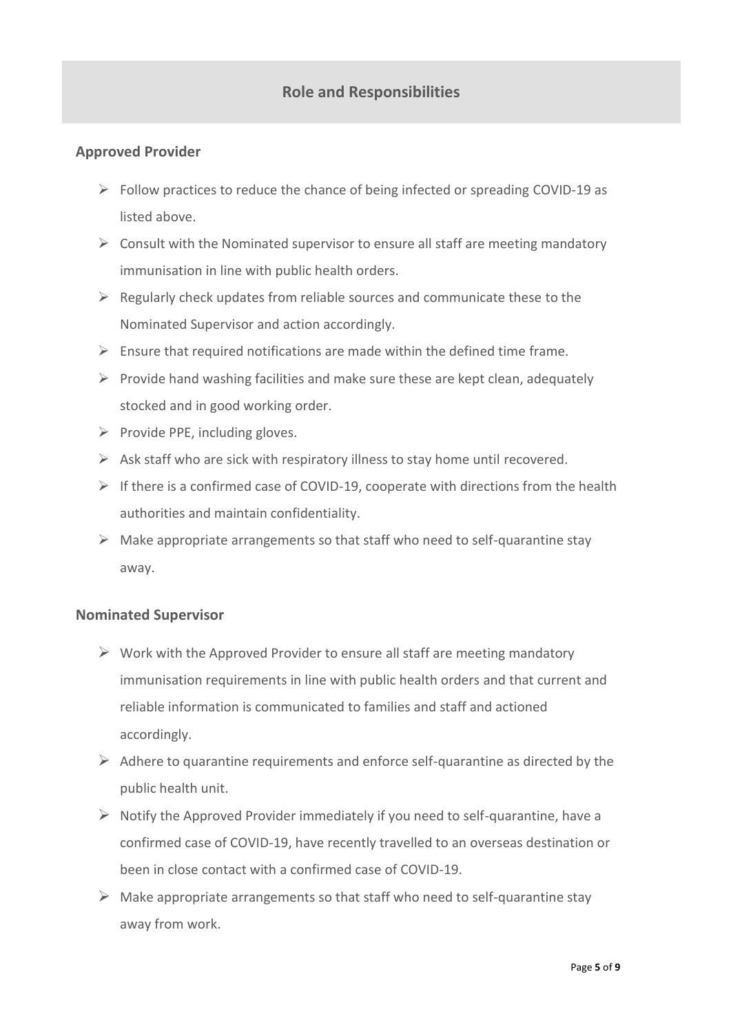## Role and Responsibilities

### Approved Provider

- Follow practices to reduce the chance of being infected or spreading COVID-19 as listed above.
- Consult with the Nominated supervisor to ensure all staff are meeting mandatory immunisation in line with public health orders.
- Regularly check updates from reliable sources and communicate these to the Nominated Supervisor and action accordingly.
- Ensure that required notifications are made within the defined time frame.
- Provide hand washing facilities and make sure these are kept clean, adequately stocked and in good working order.
- Provide PPE, including gloves.
- Ask staff who are sick with respiratory illness to stay home until recovered.
- If there is a confirmed case of COVID-19, cooperate with directions from the health authorities and maintain confidentiality.
- Make appropriate arrangements so that staff who need to self-quarantine stay away.

### Nominated Supervisor

- Work with the Approved Provider to ensure all staff are meeting mandatory immunisation requirements in line with public health orders and that current and reliable information is communicated to families and staff and actioned accordingly.
- Adhere to quarantine requirements and enforce self-quarantine as directed by the public health unit.
- Notify the Approved Provider immediately if you need to self-quarantine, have a confirmed case of COVID-19, have recently travelled to an overseas destination or been in close contact with a confirmed case of COVID-19.
- Make appropriate arrangements so that staff who need to self-quarantine stay away from work.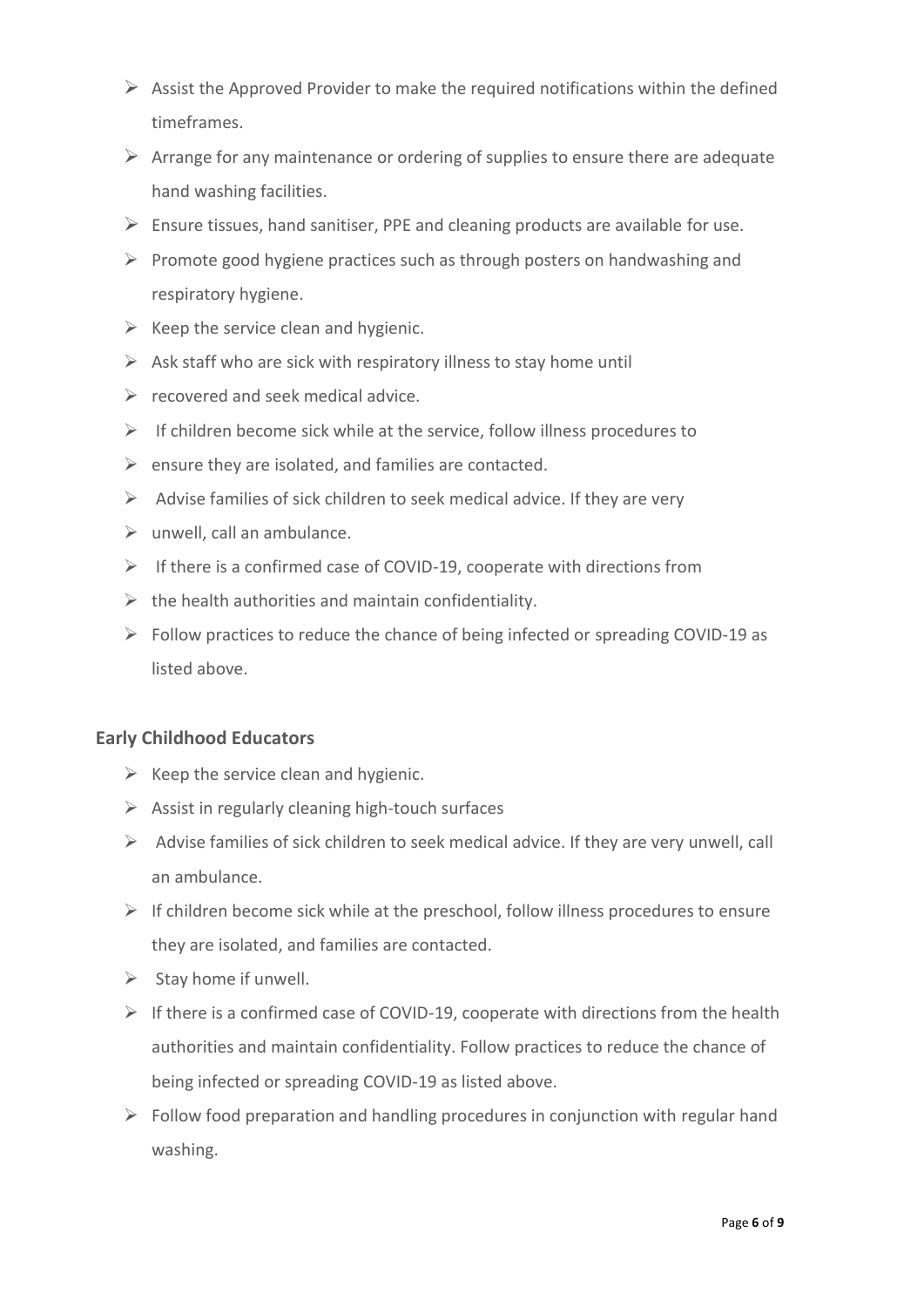- Assist the Approved Provider to make the required notifications within the defined timeframes.
- Arrange for any maintenance or ordering of supplies to ensure there are adequate hand washing facilities.
- Ensure tissues, hand sanitiser, PPE and cleaning products are available for use.
- Promote good hygiene practices such as through posters on handwashing and respiratory hygiene.
- Keep the service clean and hygienic.
- Ask staff who are sick with respiratory illness to stay home until
- recovered and seek medical advice.
- If children become sick while at the service, follow illness procedures to
- ensure they are isolated, and families are contacted.
- Advise families of sick children to seek medical advice. If they are very
- unwell, call an ambulance.
- If there is a confirmed case of COVID-19, cooperate with directions from
- the health authorities and maintain confidentiality.
- Follow practices to reduce the chance of being infected or spreading COVID-19 as listed above.

### Early Childhood Educators

- Keep the service clean and hygienic.
- Assist in regularly cleaning high-touch surfaces
- Advise families of sick children to seek medical advice. If they are very unwell, call an ambulance.
- If children become sick while at the preschool, follow illness procedures to ensure they are isolated, and families are contacted.
- Stay home if unwell.
- If there is a confirmed case of COVID-19, cooperate with directions from the health authorities and maintain confidentiality. Follow practices to reduce the chance of being infected or spreading COVID-19 as listed above.
- Follow food preparation and handling procedures in conjunction with regular hand washing.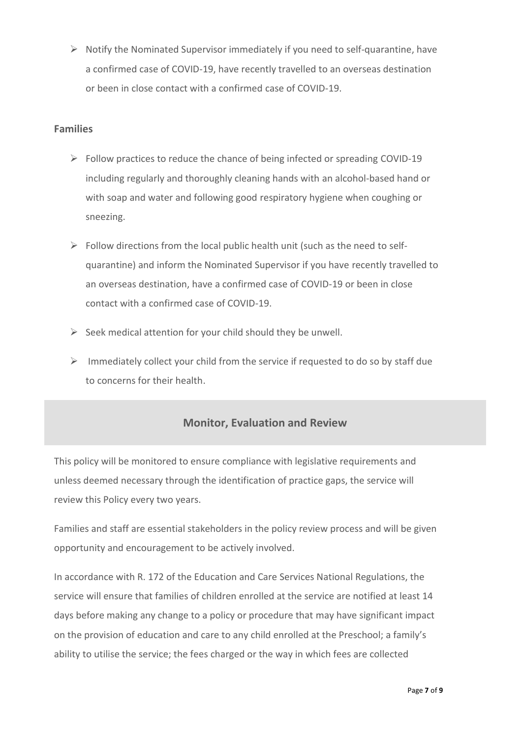- Notify the Nominated Supervisor immediately if you need to self-quarantine, have a confirmed case of COVID-19, have recently travelled to an overseas destination or been in close contact with a confirmed case of COVID-19.

### Families

- Follow practices to reduce the chance of being infected or spreading COVID-19 including regularly and thoroughly cleaning hands with an alcohol-based hand or with soap and water and following good respiratory hygiene when coughing or sneezing.
- Follow directions from the local public health unit (such as the need to self-quarantine) and inform the Nominated Supervisor if you have recently travelled to an overseas destination, have a confirmed case of COVID-19 or been in close contact with a confirmed case of COVID-19.
- Seek medical attention for your child should they be unwell.
- Immediately collect your child from the service if requested to do so by staff due to concerns for their health.

## Monitor, Evaluation and Review

This policy will be monitored to ensure compliance with legislative requirements and unless deemed necessary through the identification of practice gaps, the service will review this Policy every two years.

Families and staff are essential stakeholders in the policy review process and will be given opportunity and encouragement to be actively involved.

In accordance with R. 172 of the Education and Care Services National Regulations, the service will ensure that families of children enrolled at the service are notified at least 14 days before making any change to a policy or procedure that may have significant impact on the provision of education and care to any child enrolled at the Preschool; a family's ability to utilise the service; the fees charged or the way in which fees are collected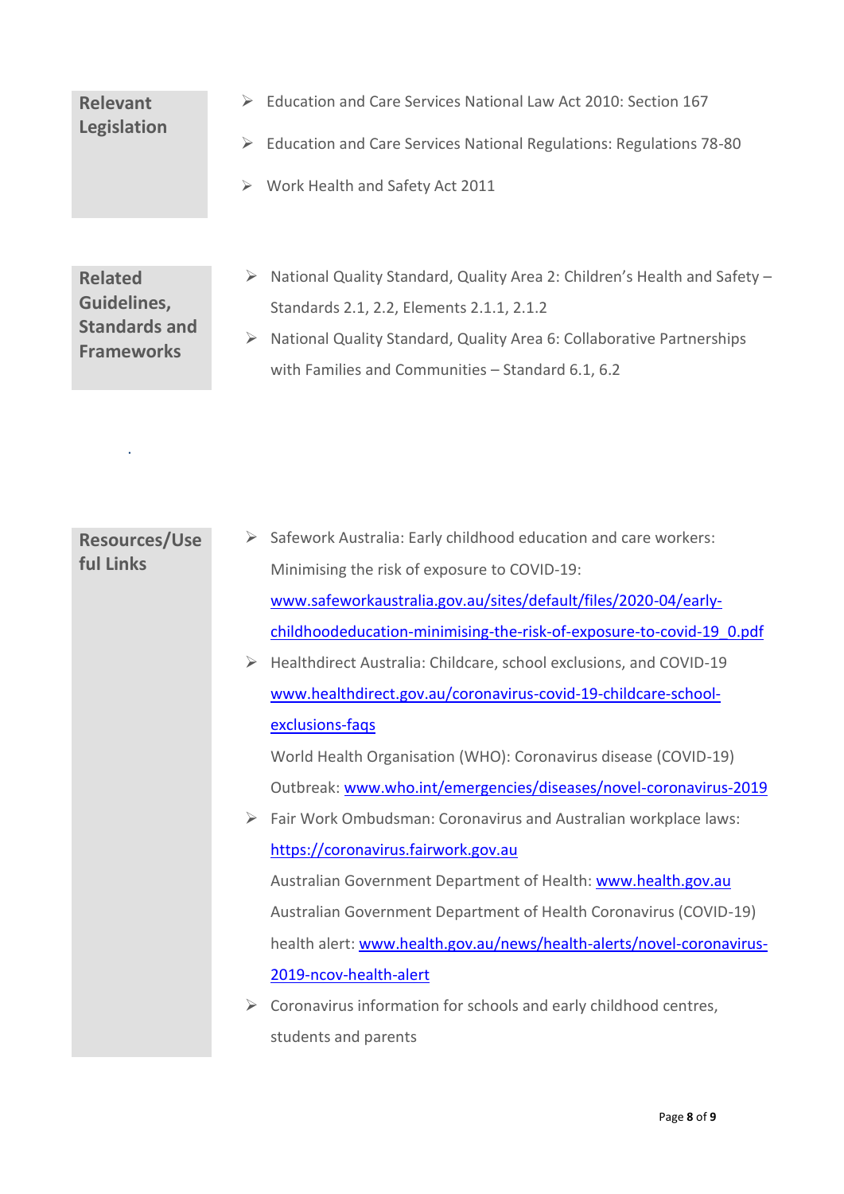| Relevant Legislation | |
|---|---|
| | - Education and Care Services National Law Act 2010: Section 167<br>- Education and Care Services National Regulations: Regulations 78-80<br>- Work Health and Safety Act 2011 |

| Related Guidelines, Standards and Frameworks | |
|---|---|
| | - National Quality Standard, Quality Area 2: Children's Health and Safety – Standards 2.1, 2.2, Elements 2.1.1, 2.1.2<br>- National Quality Standard, Quality Area 6: Collaborative Partnerships with Families and Communities – Standard 6.1, 6.2 |

| Resources/Useful Links | |
|---|---|
| | - Safework Australia: Early childhood education and care workers: Minimising the risk of exposure to COVID-19: www.safeworkaustralia.gov.au/sites/default/files/2020-04/early-childhoodeducation-minimising-the-risk-of-exposure-to-covid-19_0.pdf<br>- Healthdirect Australia: Childcare, school exclusions, and COVID-19 www.healthdirect.gov.au/coronavirus-covid-19-childcare-school-exclusions-faqs<br>World Health Organisation (WHO): Coronavirus disease (COVID-19) Outbreak: www.who.int/emergencies/diseases/novel-coronavirus-2019<br>- Fair Work Ombudsman: Coronavirus and Australian workplace laws: https://coronavirus.fairwork.gov.au<br>Australian Government Department of Health: www.health.gov.au<br>Australian Government Department of Health Coronavirus (COVID-19) health alert: www.health.gov.au/news/health-alerts/novel-coronavirus-2019-ncov-health-alert<br>- Coronavirus information for schools and early childhood centres, students and parents |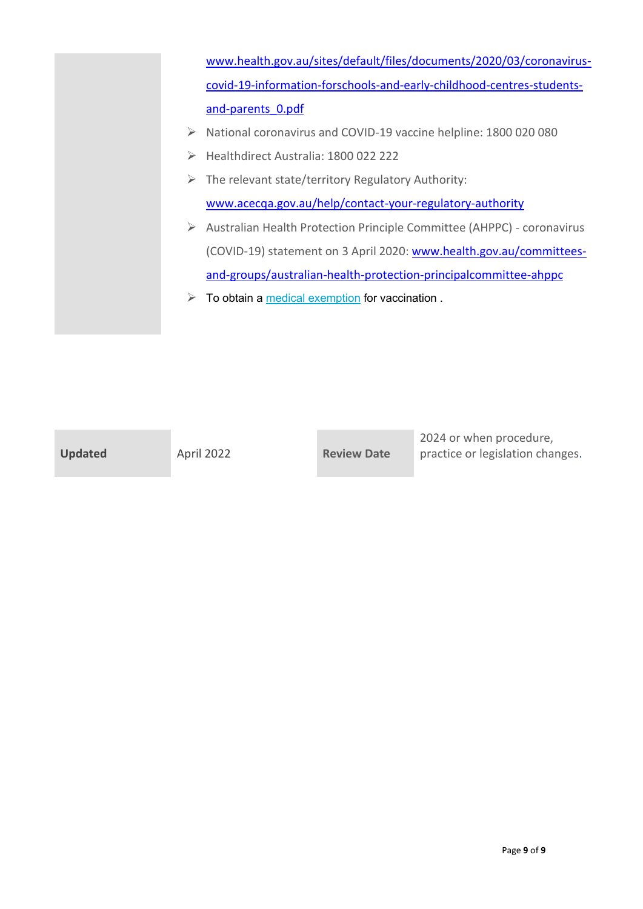www.health.gov.au/sites/default/files/documents/2020/03/coronavirus-covid-19-information-forschools-and-early-childhood-centres-students-and-parents_0.pdf

- National coronavirus and COVID-19 vaccine helpline: 1800 020 080
- Healthdirect Australia: 1800 022 222
- The relevant state/territory Regulatory Authority: www.acecqa.gov.au/help/contact-your-regulatory-authority
- Australian Health Protection Principle Committee (AHPPC) - coronavirus (COVID-19) statement on 3 April 2020: www.health.gov.au/committees-and-groups/australian-health-protection-principalcommittee-ahppc
- To obtain a medical exemption for vaccination .

| | | | |
|---|---|---|---|
| **Updated** | April 2022 | **Review Date** | 2024 or when procedure, practice or legislation changes. |